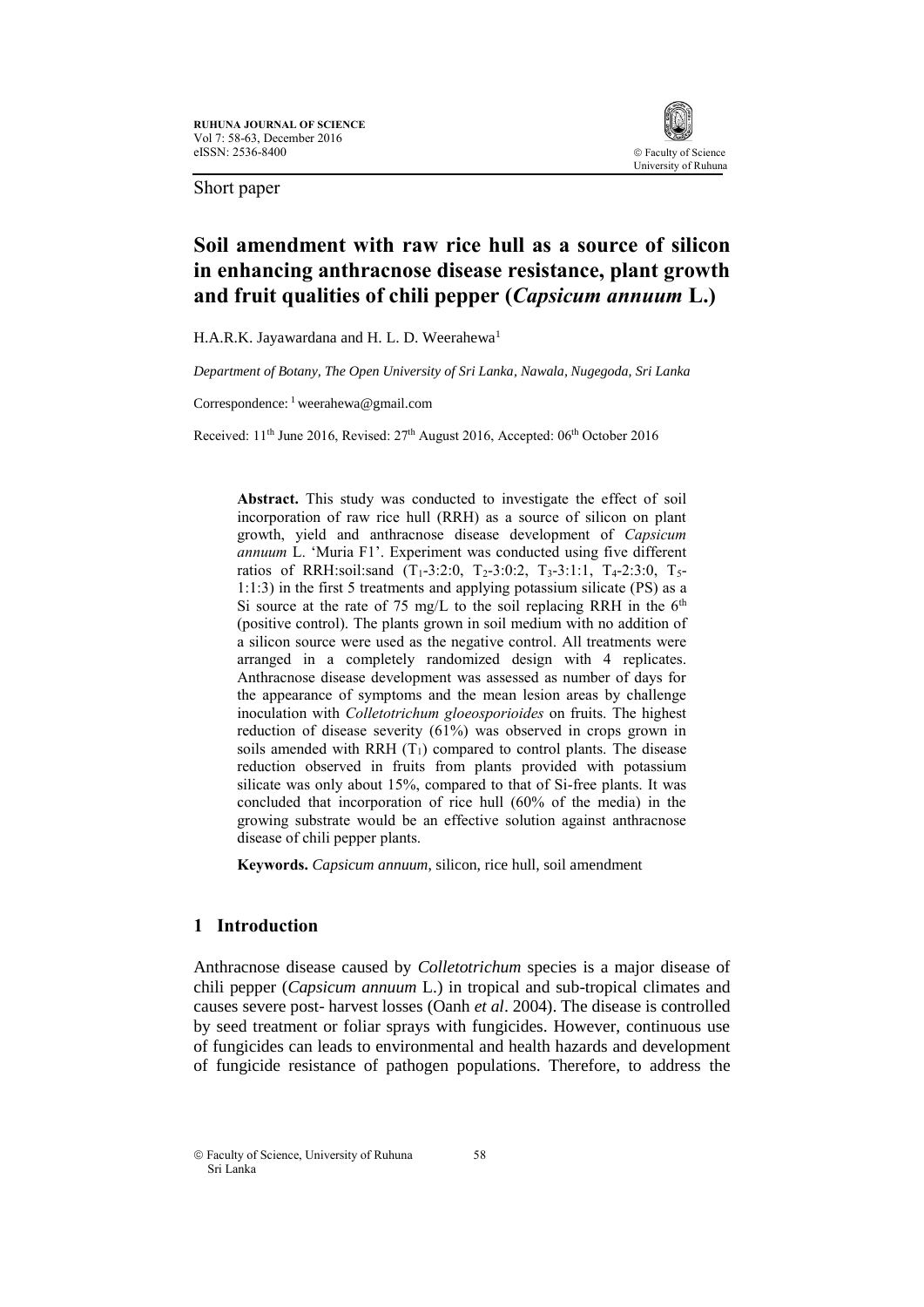Short paper

# Soil amendment with raw rice hull as a source of silicon in enhancing anthracnose disease resistance, plant growth and fruit qualities of chili pepper (*Capsicum annuum* L.)

H.A.R.K. Jayawardana and H. L. D. Weerahewa[1]

*Department of Botany, The Open University of Sri Lanka, Nawala, Nugegoda, Sri Lanka*

Correspondence: [1] weerahewa@gmail.com

Received: 11th June 2016, Revised: 27th August 2016, Accepted: 06th October 2016

**Abstract.** This study was conducted to investigate the effect of soil incorporation of raw rice hull (RRH) as a source of silicon on plant growth, yield and anthracnose disease development of *Capsicum annuum* L. 'Muria F1'. Experiment was conducted using five different ratios of RRH:soil:sand ($T_1$-3:2:0, $T_2$-3:0:2, $T_3$-3:1:1, $T_4$-2:3:0, $T_5$-1:1:3) in the first 5 treatments and applying potassium silicate (PS) as a Si source at the rate of 75 mg/L to the soil replacing RRH in the 6th (positive control). The plants grown in soil medium with no addition of a silicon source were used as the negative control. All treatments were arranged in a completely randomized design with 4 replicates. Anthracnose disease development was assessed as number of days for the appearance of symptoms and the mean lesion areas by challenge inoculation with *Colletotrichum gloeosporioides* on fruits. The highest reduction of disease severity (61%) was observed in crops grown in soils amended with RRH ($T_1$) compared to control plants. The disease reduction observed in fruits from plants provided with potassium silicate was only about 15%, compared to that of Si-free plants. It was concluded that incorporation of rice hull (60% of the media) in the growing substrate would be an effective solution against anthracnose disease of chili pepper plants.

**Keywords.** *Capsicum annuum*, silicon, rice hull, soil amendment

## 1 Introduction

Anthracnose disease caused by *Colletotrichum* species is a major disease of chili pepper (*Capsicum annuum* L.) in tropical and sub-tropical climates and causes severe post- harvest losses (Oanh *et al*. 2004). The disease is controlled by seed treatment or foliar sprays with fungicides. However, continuous use of fungicides can leads to environmental and health hazards and development of fungicide resistance of pathogen populations. Therefore, to address the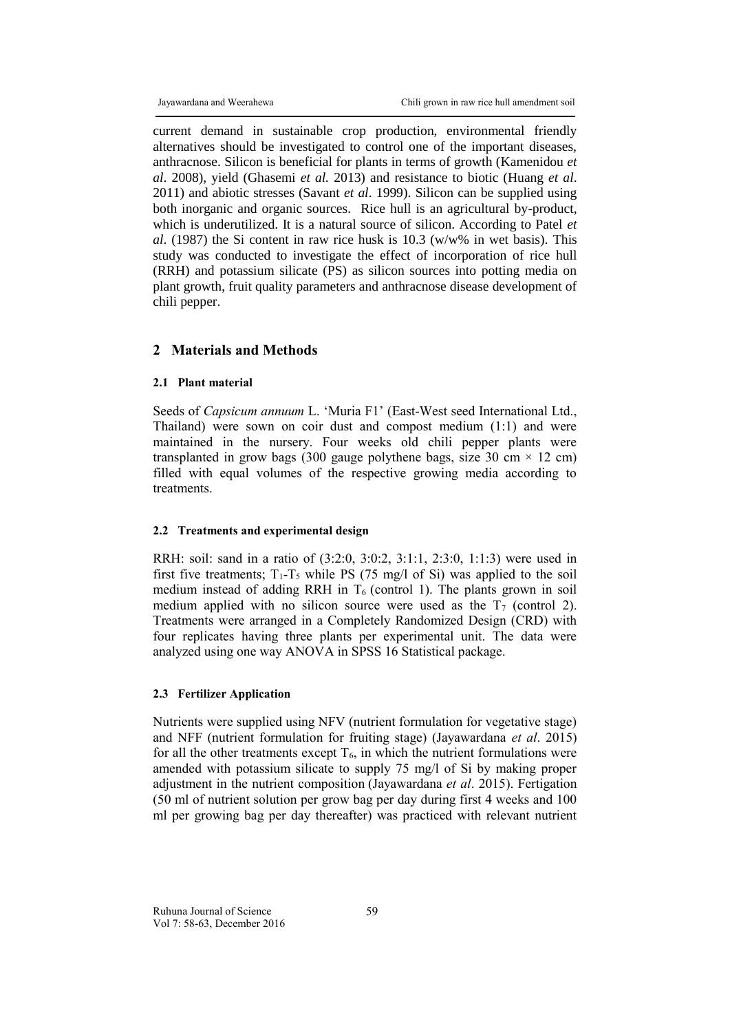current demand in sustainable crop production, environmental friendly alternatives should be investigated to control one of the important diseases, anthracnose. Silicon is beneficial for plants in terms of growth (Kamenidou *et al*. 2008), yield (Ghasemi *et al.* 2013) and resistance to biotic (Huang *et al*. 2011) and abiotic stresses (Savant *et al*. 1999). Silicon can be supplied using both inorganic and organic sources. Rice hull is an agricultural by-product, which is underutilized. It is a natural source of silicon. According to Patel *et al*. (1987) the Si content in raw rice husk is 10.3 (w/w% in wet basis). This study was conducted to investigate the effect of incorporation of rice hull (RRH) and potassium silicate (PS) as silicon sources into potting media on plant growth, fruit quality parameters and anthracnose disease development of chili pepper.

## 2 Materials and Methods

### 2.1 Plant material

Seeds of *Capsicum annuum* L. 'Muria F1' (East-West seed International Ltd., Thailand) were sown on coir dust and compost medium (1:1) and were maintained in the nursery. Four weeks old chili pepper plants were transplanted in grow bags (300 gauge polythene bags, size 30 cm × 12 cm) filled with equal volumes of the respective growing media according to treatments.

### 2.2 Treatments and experimental design

RRH: soil: sand in a ratio of (3:2:0, 3:0:2, 3:1:1, 2:3:0, 1:1:3) were used in first five treatments; $T_1$-$T_5$ while PS (75 mg/l of Si) was applied to the soil medium instead of adding RRH in $T_6$ (control 1). The plants grown in soil medium applied with no silicon source were used as the $T_7$ (control 2). Treatments were arranged in a Completely Randomized Design (CRD) with four replicates having three plants per experimental unit. The data were analyzed using one way ANOVA in SPSS 16 Statistical package.

### 2.3 Fertilizer Application

Nutrients were supplied using NFV (nutrient formulation for vegetative stage) and NFF (nutrient formulation for fruiting stage) (Jayawardana *et al*. 2015) for all the other treatments except $T_6$, in which the nutrient formulations were amended with potassium silicate to supply 75 mg/l of Si by making proper adjustment in the nutrient composition (Jayawardana *et al*. 2015). Fertigation (50 ml of nutrient solution per grow bag per day during first 4 weeks and 100 ml per growing bag per day thereafter) was practiced with relevant nutrient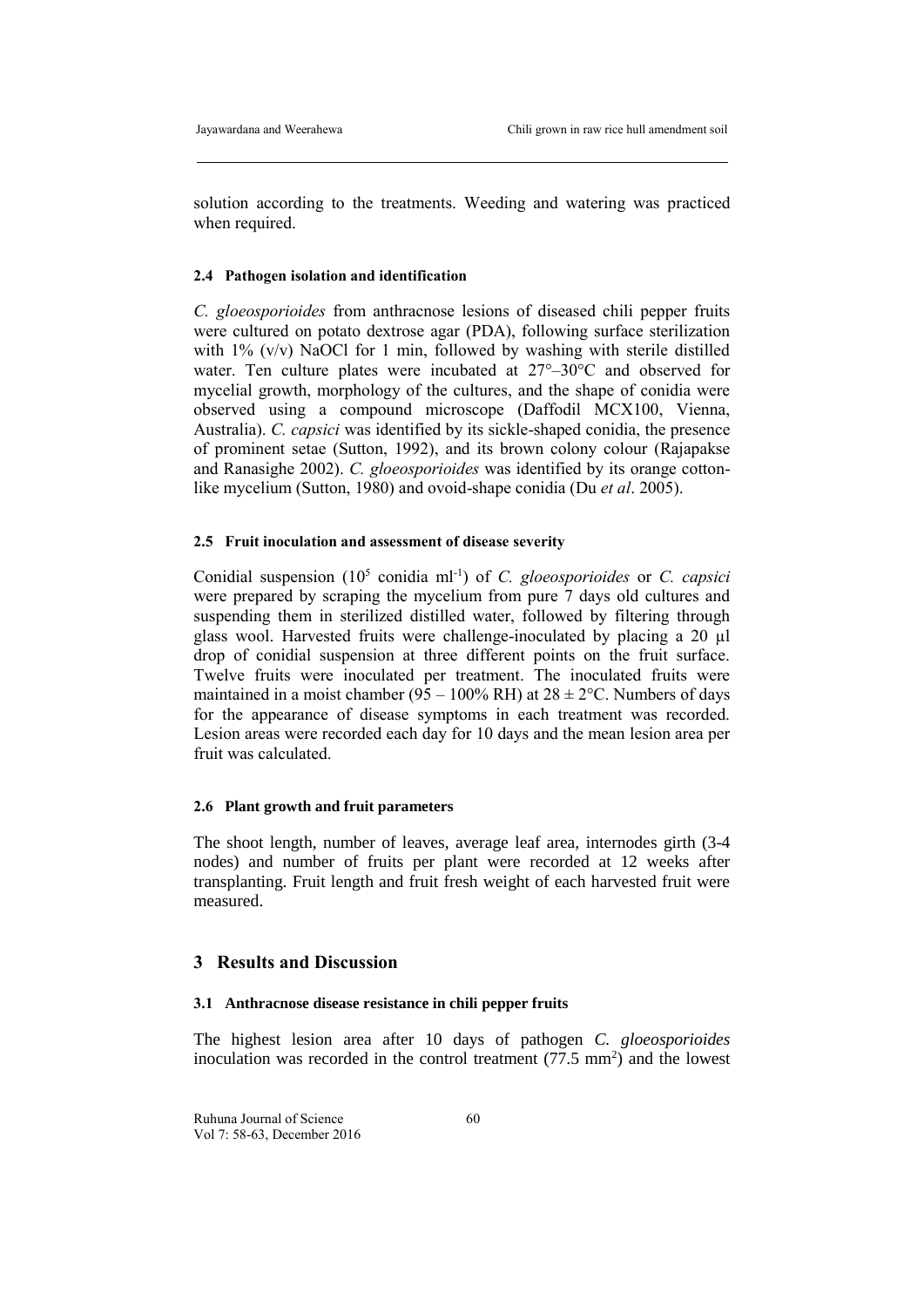solution according to the treatments. Weeding and watering was practiced when required.

#### 2.4 Pathogen isolation and identification

*C. gloeosporioides* from anthracnose lesions of diseased chili pepper fruits were cultured on potato dextrose agar (PDA), following surface sterilization with 1% (v/v) NaOCl for 1 min, followed by washing with sterile distilled water. Ten culture plates were incubated at 27°–30°C and observed for mycelial growth, morphology of the cultures, and the shape of conidia were observed using a compound microscope (Daffodil MCX100, Vienna, Australia). *C. capsici* was identified by its sickle-shaped conidia, the presence of prominent setae (Sutton, 1992), and its brown colony colour (Rajapakse and Ranasighe 2002). *C. gloeosporioides* was identified by its orange cotton-like mycelium (Sutton, 1980) and ovoid-shape conidia (Du *et al*. 2005).

#### 2.5 Fruit inoculation and assessment of disease severity

Conidial suspension ($10^5$ conidia ml$^{-1}$) of *C. gloeosporioides* or *C. capsici* were prepared by scraping the mycelium from pure 7 days old cultures and suspending them in sterilized distilled water, followed by filtering through glass wool. Harvested fruits were challenge-inoculated by placing a 20 µl drop of conidial suspension at three different points on the fruit surface. Twelve fruits were inoculated per treatment. The inoculated fruits were maintained in a moist chamber (95 – 100% RH) at 28 ± 2°C. Numbers of days for the appearance of disease symptoms in each treatment was recorded. Lesion areas were recorded each day for 10 days and the mean lesion area per fruit was calculated.

#### 2.6 Plant growth and fruit parameters

The shoot length, number of leaves, average leaf area, internodes girth (3-4 nodes) and number of fruits per plant were recorded at 12 weeks after transplanting. Fruit length and fruit fresh weight of each harvested fruit were measured.

## 3 Results and Discussion

#### 3.1 Anthracnose disease resistance in chili pepper fruits

The highest lesion area after 10 days of pathogen *C. gloeosporioides* inoculation was recorded in the control treatment (77.5 mm$^2$) and the lowest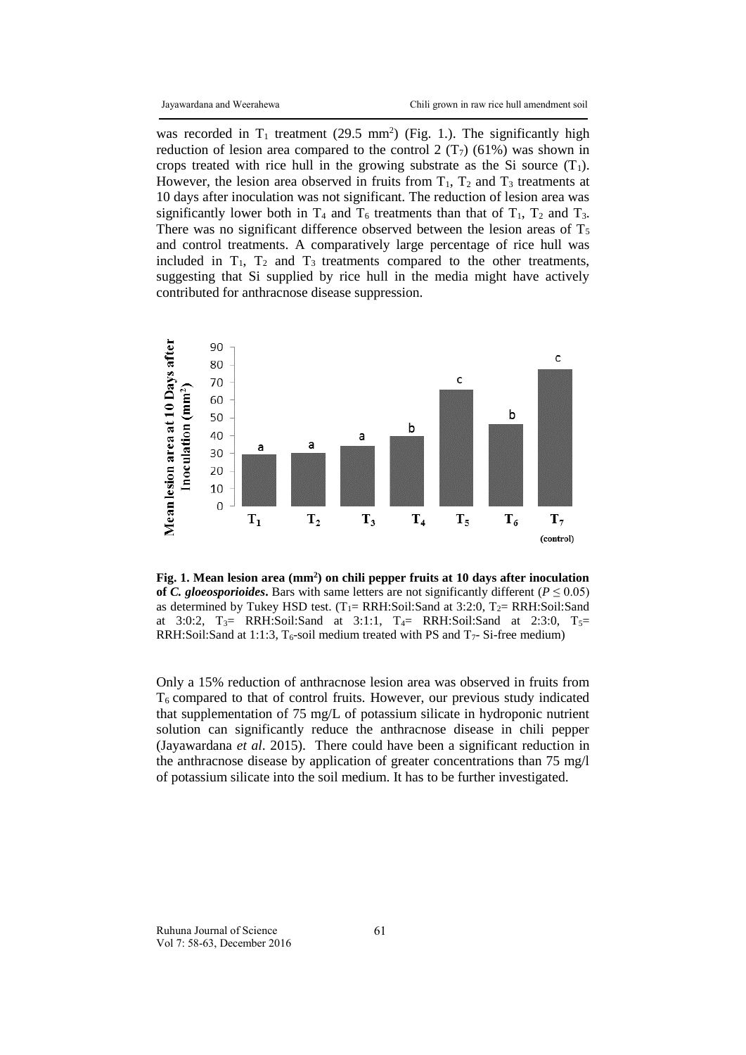was recorded in $T_1$ treatment (29.5 mm$^2$) (Fig. 1.). The significantly high reduction of lesion area compared to the control 2 ($T_7$) (61%) was shown in crops treated with rice hull in the growing substrate as the Si source ($T_1$). However, the lesion area observed in fruits from $T_1$, $T_2$ and $T_3$ treatments at 10 days after inoculation was not significant. The reduction of lesion area was significantly lower both in $T_4$ and $T_6$ treatments than that of $T_1$, $T_2$ and $T_3$. There was no significant difference observed between the lesion areas of $T_5$ and control treatments. A comparatively large percentage of rice hull was included in $T_1$, $T_2$ and $T_3$ treatments compared to the other treatments, suggesting that Si supplied by rice hull in the media might have actively contributed for anthracnose disease suppression.

**Fig. 1. Mean lesion area (mm$^2$) on chili pepper fruits at 10 days after inoculation of *C. gloeosporioides*.** Bars with same letters are not significantly different ($P \leq 0.05$) as determined by Tukey HSD test. ($T_1$= RRH:Soil:Sand at 3:2:0, $T_2$= RRH:Soil:Sand at 3:0:2, $T_3$= RRH:Soil:Sand at 3:1:1, $T_4$= RRH:Soil:Sand at 2:3:0, $T_5$= RRH:Soil:Sand at 1:1:3, $T_6$-soil medium treated with PS and $T_7$- Si-free medium)

Only a 15% reduction of anthracnose lesion area was observed in fruits from $T_6$ compared to that of control fruits. However, our previous study indicated that supplementation of 75 mg/L of potassium silicate in hydroponic nutrient solution can significantly reduce the anthracnose disease in chili pepper (Jayawardana *et al*. 2015). There could have been a significant reduction in the anthracnose disease by application of greater concentrations than 75 mg/l of potassium silicate into the soil medium. It has to be further investigated.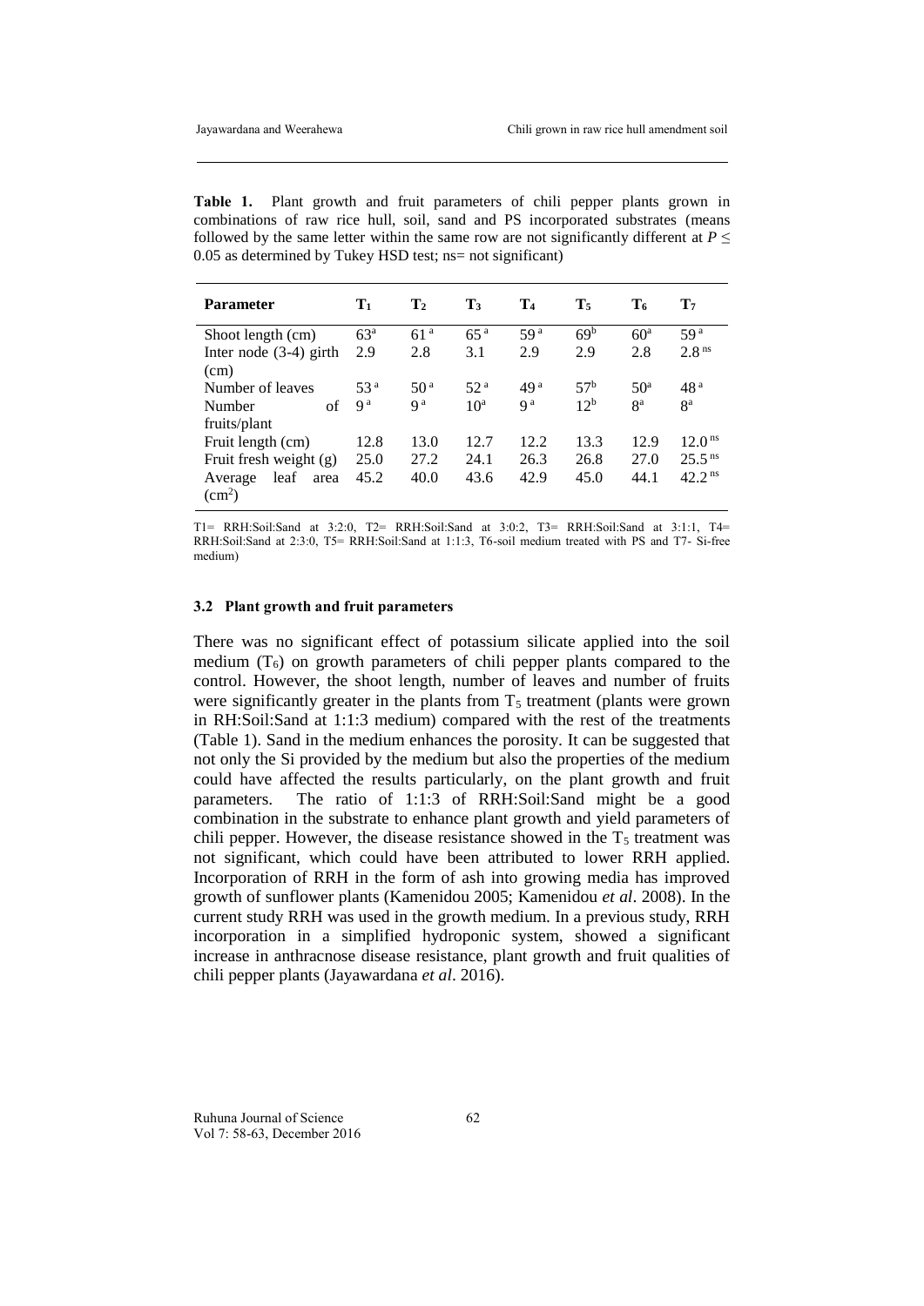**Table 1.** Plant growth and fruit parameters of chili pepper plants grown in combinations of raw rice hull, soil, sand and PS incorporated substrates (means followed by the same letter within the same row are not significantly different at $P \leq 0.05$ as determined by Tukey HSD test; ns= not significant)

| Parameter | $T_1$ | $T_2$ | $T_3$ | $T_4$ | $T_5$ | $T_6$ | $T_7$ |
|---|---|---|---|---|---|---|---|
| Shoot length (cm) | $63^a$ | $61^a$ | $65^a$ | $59^a$ | $69^b$ | $60^a$ | $59^a$ |
| Inter node (3-4) girth (cm) | 2.9 | 2.8 | 3.1 | 2.9 | 2.9 | 2.8 | $2.8^{ns}$ |
| Number of leaves | $53^a$ | $50^a$ | $52^a$ | $49^a$ | $57^b$ | $50^a$ | $48^a$ |
| Number of fruits/plant | $9^a$ | $9^a$ | $10^a$ | $9^a$ | $12^b$ | $8^a$ | $8^a$ |
| Fruit length (cm) | 12.8 | 13.0 | 12.7 | 12.2 | 13.3 | 12.9 | $12.0^{ns}$ |
| Fruit fresh weight (g) | 25.0 | 27.2 | 24.1 | 26.3 | 26.8 | 27.0 | $25.5^{ns}$ |
| Average leaf area ($cm^2$) | 45.2 | 40.0 | 43.6 | 42.9 | 45.0 | 44.1 | $42.2^{ns}$ |

T1= RRH:Soil:Sand at 3:2:0, T2= RRH:Soil:Sand at 3:0:2, T3= RRH:Soil:Sand at 3:1:1, T4= RRH:Soil:Sand at 2:3:0, T5= RRH:Soil:Sand at 1:1:3, T6-soil medium treated with PS and T7- Si-free medium)

### 3.2 Plant growth and fruit parameters

There was no significant effect of potassium silicate applied into the soil medium ($T_6$) on growth parameters of chili pepper plants compared to the control. However, the shoot length, number of leaves and number of fruits were significantly greater in the plants from $T_5$ treatment (plants were grown in RH:Soil:Sand at 1:1:3 medium) compared with the rest of the treatments (Table 1). Sand in the medium enhances the porosity. It can be suggested that not only the Si provided by the medium but also the properties of the medium could have affected the results particularly, on the plant growth and fruit parameters. The ratio of 1:1:3 of RRH:Soil:Sand might be a good combination in the substrate to enhance plant growth and yield parameters of chili pepper. However, the disease resistance showed in the $T_5$ treatment was not significant, which could have been attributed to lower RRH applied. Incorporation of RRH in the form of ash into growing media has improved growth of sunflower plants (Kamenidou 2005; Kamenidou *et al*. 2008). In the current study RRH was used in the growth medium. In a previous study, RRH incorporation in a simplified hydroponic system, showed a significant increase in anthracnose disease resistance, plant growth and fruit qualities of chili pepper plants (Jayawardana *et al*. 2016).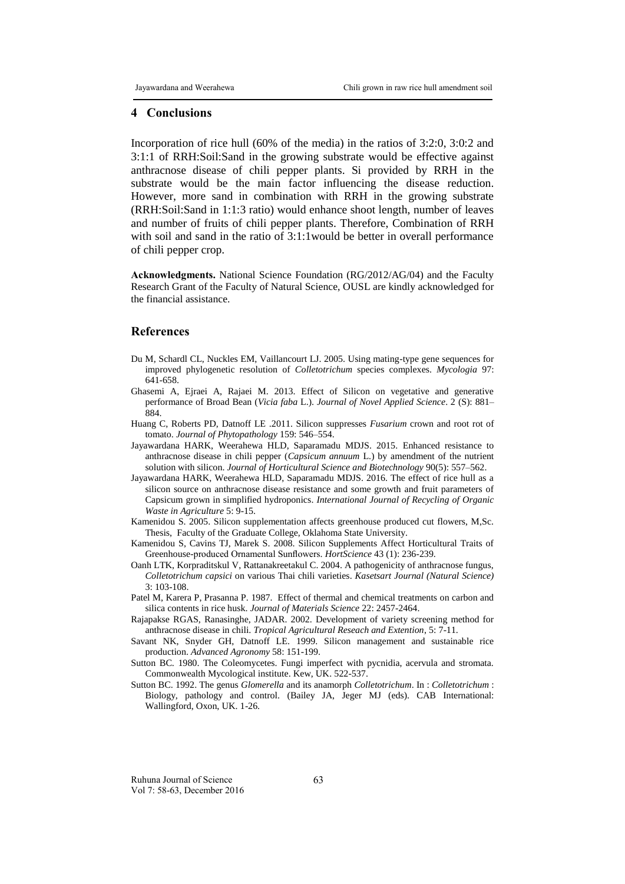## 4 Conclusions

Incorporation of rice hull (60% of the media) in the ratios of 3:2:0, 3:0:2 and 3:1:1 of RRH:Soil:Sand in the growing substrate would be effective against anthracnose disease of chili pepper plants. Si provided by RRH in the substrate would be the main factor influencing the disease reduction. However, more sand in combination with RRH in the growing substrate (RRH:Soil:Sand in 1:1:3 ratio) would enhance shoot length, number of leaves and number of fruits of chili pepper plants. Therefore, Combination of RRH with soil and sand in the ratio of 3:1:1would be better in overall performance of chili pepper crop.

**Acknowledgments.** National Science Foundation (RG/2012/AG/04) and the Faculty Research Grant of the Faculty of Natural Science, OUSL are kindly acknowledged for the financial assistance.

## References

Du M, Schardl CL, Nuckles EM, Vaillancourt LJ. 2005. Using mating-type gene sequences for improved phylogenetic resolution of *Colletotrichum* species complexes. *Mycologia* 97: 641-658.

Ghasemi A, Ejraei A, Rajaei M. 2013. Effect of Silicon on vegetative and generative performance of Broad Bean (*Vicia faba* L.). *Journal of Novel Applied Science*. 2 (S): 881–884.

Huang C, Roberts PD, Datnoff LE .2011. Silicon suppresses *Fusarium* crown and root rot of tomato. *Journal of Phytopathology* 159: 546–554.

Jayawardana HARK, Weerahewa HLD, Saparamadu MDJS. 2015. Enhanced resistance to anthracnose disease in chili pepper (*Capsicum annuum* L.) by amendment of the nutrient solution with silicon. *Journal of Horticultural Science and Biotechnology* 90(5): 557–562.

Jayawardana HARK, Weerahewa HLD, Saparamadu MDJS. 2016. The effect of rice hull as a silicon source on anthracnose disease resistance and some growth and fruit parameters of Capsicum grown in simplified hydroponics. *International Journal of Recycling of Organic Waste in Agriculture* 5: 9-15.

Kamenidou S. 2005. Silicon supplementation affects greenhouse produced cut flowers, M,Sc. Thesis, Faculty of the Graduate College, Oklahoma State University.

Kamenidou S, Cavins TJ, Marek S. 2008. Silicon Supplements Affect Horticultural Traits of Greenhouse-produced Ornamental Sunflowers. *HortScience* 43 (1): 236-239.

Oanh LTK, Korpraditskul V, Rattanakreetakul C. 2004. A pathogenicity of anthracnose fungus, *Colletotrichum capsici* on various Thai chili varieties. *Kasetsart Journal (Natural Science)* 3: 103-108.

Patel M, Karera P, Prasanna P. 1987. Effect of thermal and chemical treatments on carbon and silica contents in rice husk. *Journal of Materials Science* 22: 2457-2464.

Rajapakse RGAS, Ranasinghe, JADAR. 2002. Development of variety screening method for anthracnose disease in chili. *Tropical Agricultural Reseach and Extention*, 5: 7-11.

Savant NK, Snyder GH, Datnoff LE. 1999. Silicon management and sustainable rice production. *Advanced Agronomy* 58: 151-199.

Sutton BC. 1980. The Coleomycetes. Fungi imperfect with pycnidia, acervula and stromata. Commonwealth Mycological institute. Kew, UK. 522-537.

Sutton BC. 1992. The genus *Glomerella* and its anamorph *Colletotrichum*. In : *Colletotrichum* : Biology, pathology and control. (Bailey JA, Jeger MJ (eds). CAB International: Wallingford, Oxon, UK. 1-26.